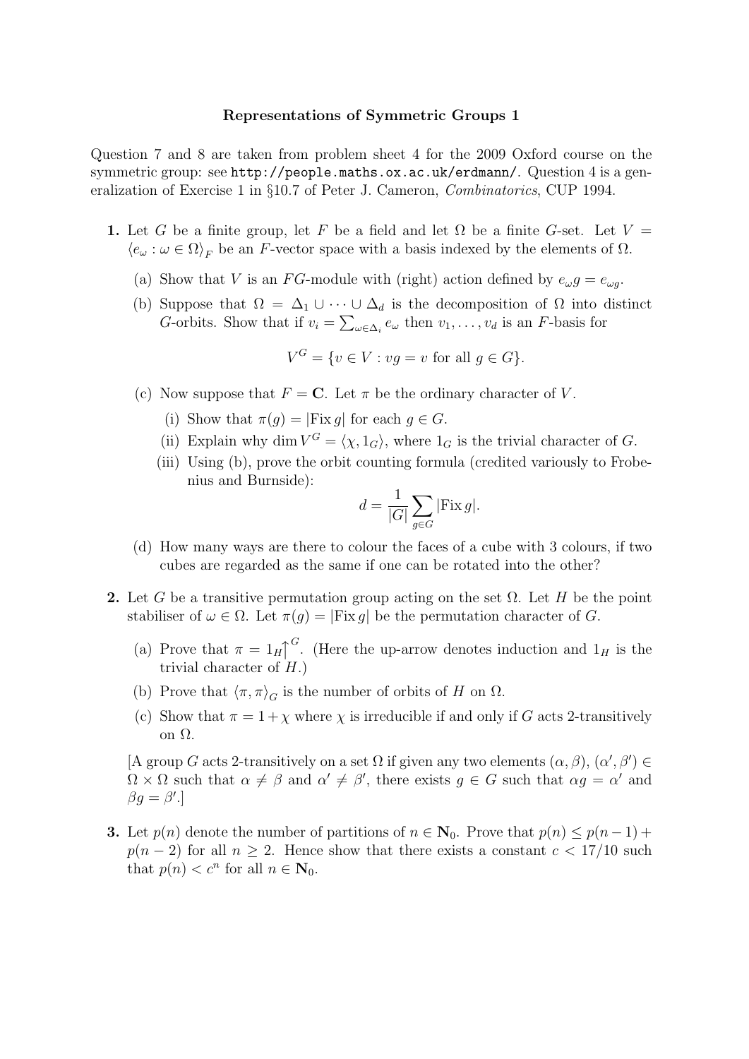# Representations of Symmetric Groups 1

Question 7 and 8 are taken from problem sheet 4 for the 2009 Oxford course on the symmetric group: see `http://people.maths.ox.ac.uk/erdmann/`. Question 4 is a generalization of Exercise 1 in §10.7 of Peter J. Cameron, *Combinatorics*, CUP 1994.

**1.** Let $G$ be a finite group, let $F$ be a field and let $\Omega$ be a finite $G$-set. Let $V = \langle e_\omega : \omega \in \Omega \rangle_F$ be an $F$-vector space with a basis indexed by the elements of $\Omega$.

(a) Show that $V$ is an $FG$-module with (right) action defined by $e_\omega g = e_{\omega g}$.

(b) Suppose that $\Omega = \Delta_1 \cup \cdots \cup \Delta_d$ is the decomposition of $\Omega$ into distinct $G$-orbits. Show that if $v_i = \sum_{\omega \in \Delta_i} e_\omega$ then $v_1, \ldots, v_d$ is an $F$-basis for

$$V^G = \{v \in V : vg = v \text{ for all } g \in G\}.$$

(c) Now suppose that $F = \mathbf{C}$. Let $\pi$ be the ordinary character of $V$.

(i) Show that $\pi(g) = |\mathrm{Fix}\, g|$ for each $g \in G$.

(ii) Explain why $\dim V^G = \langle \chi, 1_G \rangle$, where $1_G$ is the trivial character of $G$.

(iii) Using (b), prove the orbit counting formula (credited variously to Frobenius and Burnside):

$$d = \frac{1}{|G|} \sum_{g \in G} |\mathrm{Fix}\, g|.$$

(d) How many ways are there to colour the faces of a cube with 3 colours, if two cubes are regarded as the same if one can be rotated into the other?

**2.** Let $G$ be a transitive permutation group acting on the set $\Omega$. Let $H$ be the point stabiliser of $\omega \in \Omega$. Let $\pi(g) = |\mathrm{Fix}\, g|$ be the permutation character of $G$.

(a) Prove that $\pi = 1_H\big\uparrow^G$. (Here the up-arrow denotes induction and $1_H$ is the trivial character of $H$.)

(b) Prove that $\langle \pi, \pi \rangle_G$ is the number of orbits of $H$ on $\Omega$.

(c) Show that $\pi = 1 + \chi$ where $\chi$ is irreducible if and only if $G$ acts 2-transitively on $\Omega$.

[A group $G$ acts 2-transitively on a set $\Omega$ if given any two elements $(\alpha, \beta)$, $(\alpha', \beta') \in \Omega \times \Omega$ such that $\alpha \neq \beta$ and $\alpha' \neq \beta'$, there exists $g \in G$ such that $\alpha g = \alpha'$ and $\beta g = \beta'$.]

**3.** Let $p(n)$ denote the number of partitions of $n \in \mathbf{N}_0$. Prove that $p(n) \leq p(n-1) + p(n-2)$ for all $n \geq 2$. Hence show that there exists a constant $c < 17/10$ such that $p(n) < c^n$ for all $n \in \mathbf{N}_0$.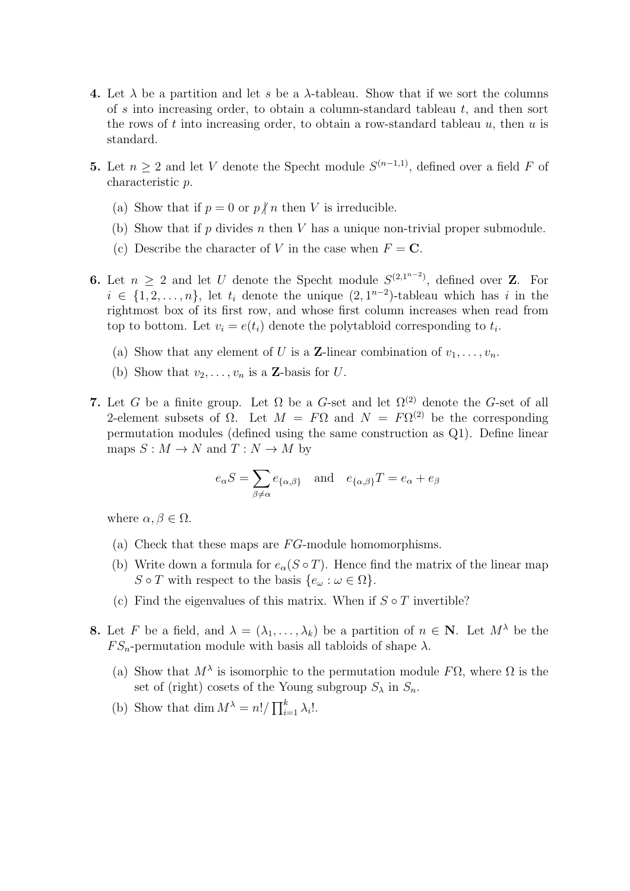**4.** Let $\lambda$ be a partition and let $s$ be a $\lambda$-tableau. Show that if we sort the columns of $s$ into increasing order, to obtain a column-standard tableau $t$, and then sort the rows of $t$ into increasing order, to obtain a row-standard tableau $u$, then $u$ is standard.

**5.** Let $n \geq 2$ and let $V$ denote the Specht module $S^{(n-1,1)}$, defined over a field $F$ of characteristic $p$.

(a) Show that if $p = 0$ or $p \not| \, n$ then $V$ is irreducible.

(b) Show that if $p$ divides $n$ then $V$ has a unique non-trivial proper submodule.

(c) Describe the character of $V$ in the case when $F = \mathbf{C}$.

**6.** Let $n \geq 2$ and let $U$ denote the Specht module $S^{(2,1^{n-2})}$, defined over $\mathbf{Z}$. For $i \in \{1, 2, \ldots, n\}$, let $t_i$ denote the unique $(2, 1^{n-2})$-tableau which has $i$ in the rightmost box of its first row, and whose first column increases when read from top to bottom. Let $v_i = e(t_i)$ denote the polytabloid corresponding to $t_i$.

(a) Show that any element of $U$ is a $\mathbf{Z}$-linear combination of $v_1, \ldots, v_n$.

(b) Show that $v_2, \ldots, v_n$ is a $\mathbf{Z}$-basis for $U$.

**7.** Let $G$ be a finite group. Let $\Omega$ be a $G$-set and let $\Omega^{(2)}$ denote the $G$-set of all 2-element subsets of $\Omega$. Let $M = F\Omega$ and $N = F\Omega^{(2)}$ be the corresponding permutation modules (defined using the same construction as Q1). Define linear maps $S : M \to N$ and $T : N \to M$ by

$$e_\alpha S = \sum_{\beta \neq \alpha} e_{\{\alpha,\beta\}} \quad \text{and} \quad e_{\{\alpha,\beta\}} T = e_\alpha + e_\beta$$

where $\alpha, \beta \in \Omega$.

(a) Check that these maps are $FG$-module homomorphisms.

(b) Write down a formula for $e_\alpha(S \circ T)$. Hence find the matrix of the linear map $S \circ T$ with respect to the basis $\{e_\omega : \omega \in \Omega\}$.

(c) Find the eigenvalues of this matrix. When if $S \circ T$ invertible?

**8.** Let $F$ be a field, and $\lambda = (\lambda_1, \ldots, \lambda_k)$ be a partition of $n \in \mathbf{N}$. Let $M^\lambda$ be the $FS_n$-permutation module with basis all tabloids of shape $\lambda$.

(a) Show that $M^\lambda$ is isomorphic to the permutation module $F\Omega$, where $\Omega$ is the set of (right) cosets of the Young subgroup $S_\lambda$ in $S_n$.

(b) Show that $\dim M^\lambda = n!/\prod_{i=1}^{k} \lambda_i!$.